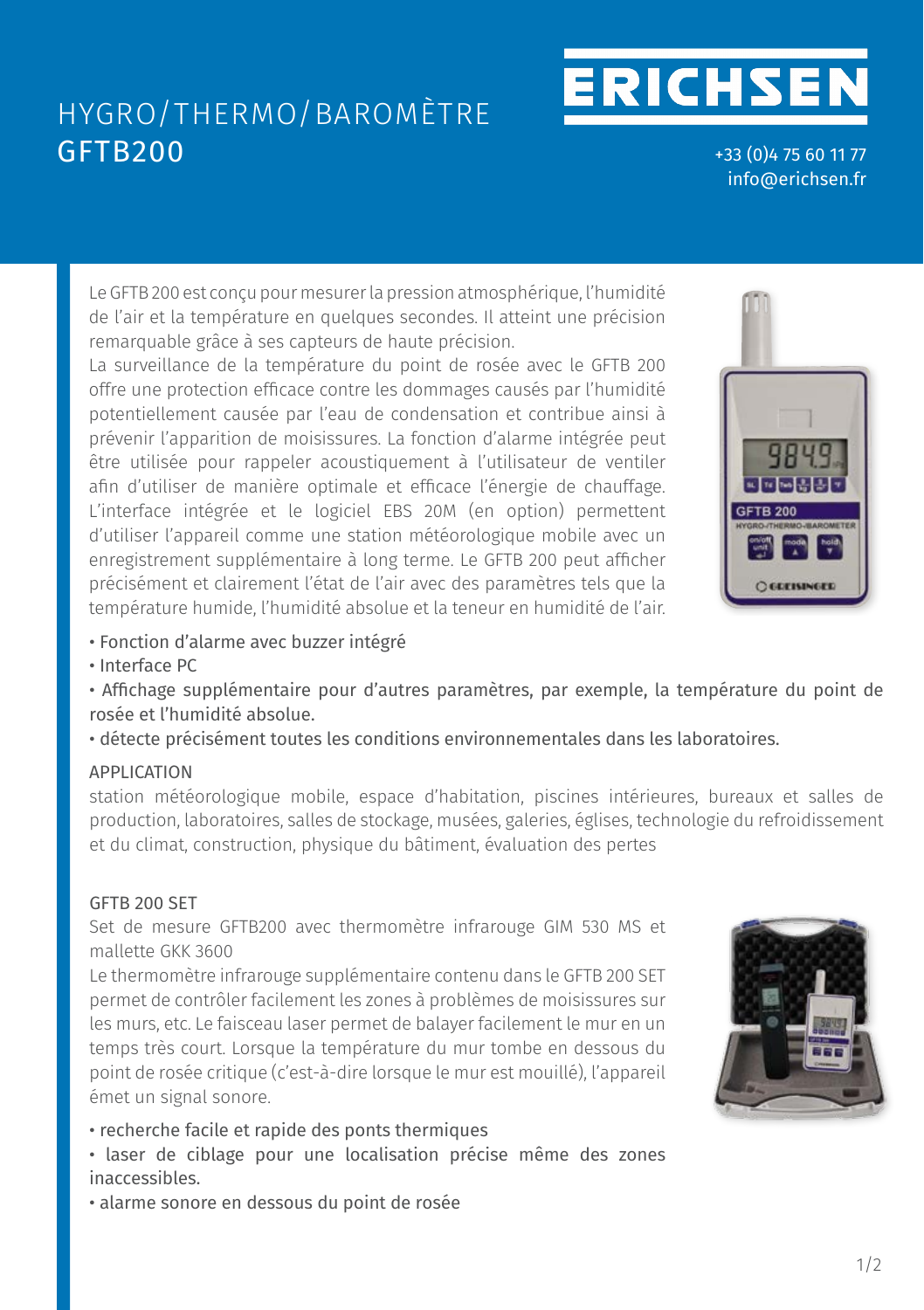# HYGRO/THERMO/BAROMÈTRE GFTB200

ERICHSEN

+33 (0)4 75 60 11 77
info@erichsen.fr

Le GFTB 200 est conçu pour mesurer la pression atmosphérique, l'humidité de l'air et la température en quelques secondes. Il atteint une précision remarquable grâce à ses capteurs de haute précision.
La surveillance de la température du point de rosée avec le GFTB 200 offre une protection efficace contre les dommages causés par l'humidité potentiellement causée par l'eau de condensation et contribue ainsi à prévenir l'apparition de moisissures. La fonction d'alarme intégrée peut être utilisée pour rappeler acoustiquement à l'utilisateur de ventiler afin d'utiliser de manière optimale et efficace l'énergie de chauffage. L'interface intégrée et le logiciel EBS 20M (en option) permettent d'utiliser l'appareil comme une station météorologique mobile avec un enregistrement supplémentaire à long terme. Le GFTB 200 peut afficher précisément et clairement l'état de l'air avec des paramètres tels que la température humide, l'humidité absolue et la teneur en humidité de l'air.

- Fonction d'alarme avec buzzer intégré
- Interface PC
- Affichage supplémentaire pour d'autres paramètres, par exemple, la température du point de rosée et l'humidité absolue.
- détecte précisément toutes les conditions environnementales dans les laboratoires.

## APPLICATION

station météorologique mobile, espace d'habitation, piscines intérieures, bureaux et salles de production, laboratoires, salles de stockage, musées, galeries, églises, technologie du refroidissement et du climat, construction, physique du bâtiment, évaluation des pertes

## GFTB 200 SET

Set de mesure GFTB200 avec thermomètre infrarouge GIM 530 MS et mallette GKK 3600
Le thermomètre infrarouge supplémentaire contenu dans le GFTB 200 SET permet de contrôler facilement les zones à problèmes de moisissures sur les murs, etc. Le faisceau laser permet de balayer facilement le mur en un temps très court. Lorsque la température du mur tombe en dessous du point de rosée critique (c'est-à-dire lorsque le mur est mouillé), l'appareil émet un signal sonore.

- recherche facile et rapide des ponts thermiques
- laser de ciblage pour une localisation précise même des zones inaccessibles.
- alarme sonore en dessous du point de rosée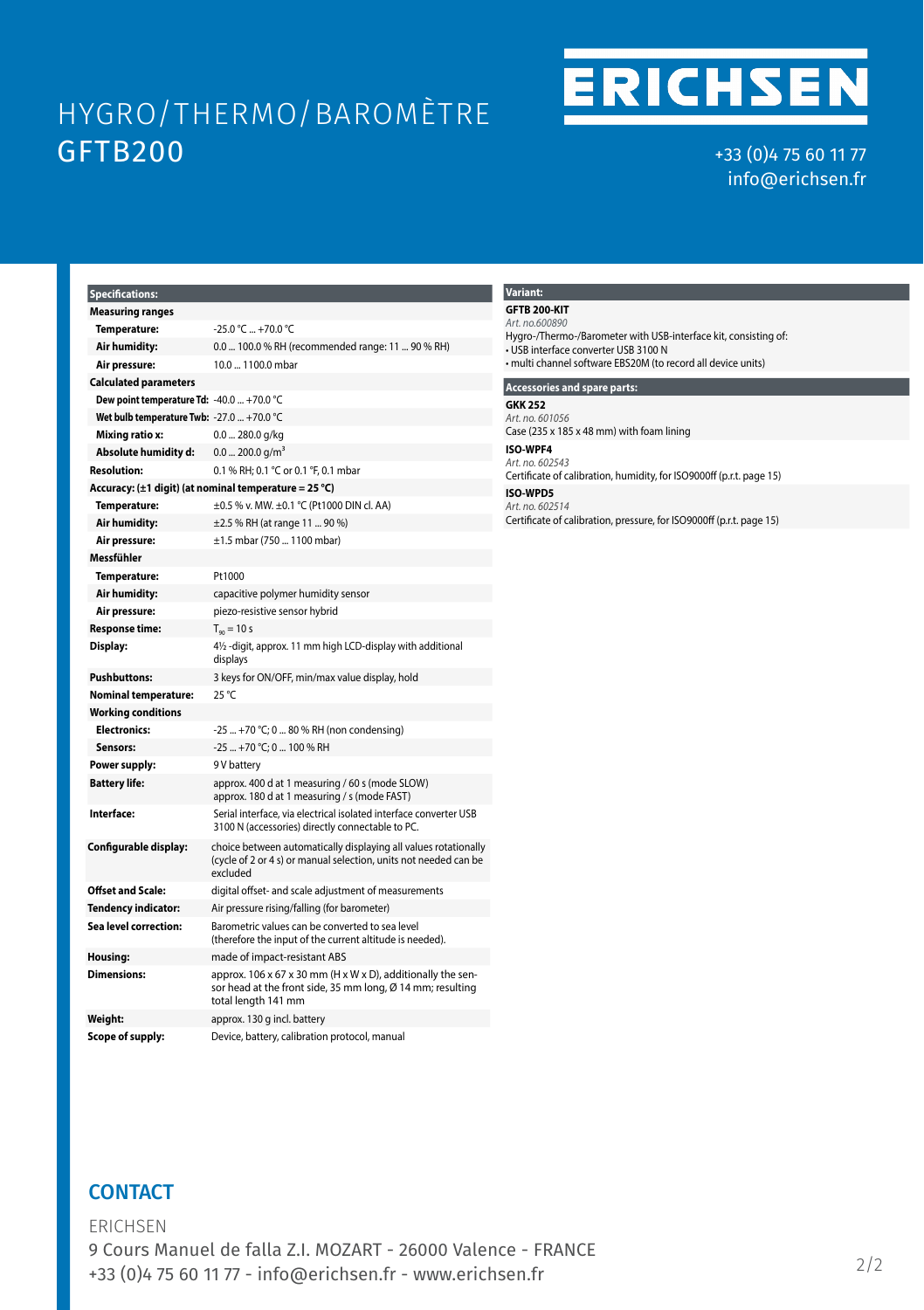# HYGRO/THERMO/BAROMÈTRE
# GFTB200

ERICHSEN

+33 (0)4 75 60 11 77
info@erichsen.fr

| Specifications: | |
|---|---|
| **Measuring ranges** | |
| **Temperature:** | -25.0 °C ... +70.0 °C |
| **Air humidity:** | 0.0 ... 100.0 % RH (recommended range: 11 ... 90 % RH) |
| **Air pressure:** | 10.0 ... 1100.0 mbar |
| **Calculated parameters** | |
| **Dew point temperature Td:** | -40.0 ... +70.0 °C |
| **Wet bulb temperature Twb:** | -27.0 ... +70.0 °C |
| **Mixing ratio x:** | 0.0 ... 280.0 g/kg |
| **Absolute humidity d:** | 0.0 ... 200.0 g/m³ |
| **Resolution:** | 0.1 % RH; 0.1 °C or 0.1 °F, 0.1 mbar |
| **Accuracy: (±1 digit) (at nominal temperature = 25 °C)** | |
| **Temperature:** | ±0.5 % v. MW. ±0.1 °C (Pt1000 DIN cl. AA) |
| **Air humidity:** | ±2.5 % RH (at range 11 ... 90 %) |
| **Air pressure:** | ±1.5 mbar (750 ... 1100 mbar) |
| **Messfühler** | |
| **Temperature:** | Pt1000 |
| **Air humidity:** | capacitive polymer humidity sensor |
| **Air pressure:** | piezo-resistive sensor hybrid |
| **Response time:** | $T_{90}$ = 10 s |
| **Display:** | 4½ -digit, approx. 11 mm high LCD-display with additional displays |
| **Pushbuttons:** | 3 keys for ON/OFF, min/max value display, hold |
| **Nominal temperature:** | 25 °C |
| **Working conditions** | |
| **Electronics:** | -25 ... +70 °C; 0 ... 80 % RH (non condensing) |
| **Sensors:** | -25 ... +70 °C; 0 ... 100 % RH |
| **Power supply:** | 9 V battery |
| **Battery life:** | approx. 400 d at 1 measuring / 60 s (mode SLOW)<br>approx. 180 d at 1 measuring / s (mode FAST) |
| **Interface:** | Serial interface, via electrical isolated interface converter USB 3100 N (accessories) directly connectable to PC. |
| **Configurable display:** | choice between automatically displaying all values rotationally (cycle of 2 or 4 s) or manual selection, units not needed can be excluded |
| **Offset and Scale:** | digital offset- and scale adjustment of measurements |
| **Tendency indicator:** | Air pressure rising/falling (for barometer) |
| **Sea level correction:** | Barometric values can be converted to sea level (therefore the input of the current altitude is needed). |
| **Housing:** | made of impact-resistant ABS |
| **Dimensions:** | approx. 106 x 67 x 30 mm (H x W x D), additionally the sensor head at the front side, 35 mm long, Ø 14 mm; resulting total length 141 mm |
| **Weight:** | approx. 130 g incl. battery |
| **Scope of supply:** | Device, battery, calibration protocol, manual |

## Variant:

**GFTB 200-KIT**
*Art. no.600890*
Hygro-/Thermo-/Barometer with USB-interface kit, consisting of:
- USB interface converter USB 3100 N
- multi channel software EBS20M (to record all device units)

## Accessories and spare parts:

**GKK 252**
*Art. no. 601056*
Case (235 x 185 x 48 mm) with foam lining

**ISO-WPF4**
*Art. no. 602543*
Certificate of calibration, humidity, for ISO9000ff (p.r.t. page 15)

**ISO-WPD5**
*Art. no. 602514*
Certificate of calibration, pressure, for ISO9000ff (p.r.t. page 15)

## CONTACT

ERICHSEN
9 Cours Manuel de falla Z.I. MOZART - 26000 Valence - FRANCE
+33 (0)4 75 60 11 77 - info@erichsen.fr - www.erichsen.fr